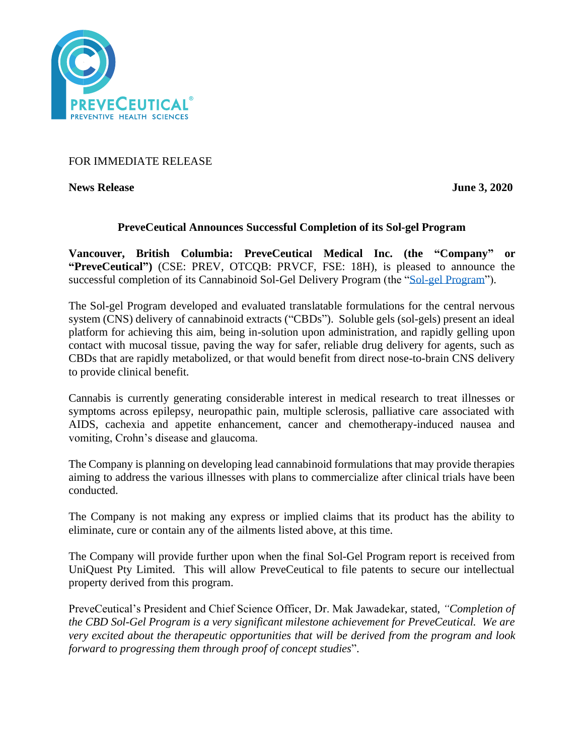FOR IMMEDIATE RELEASE

**News Release** **June 3, 2020**

## PreveCeutical Announces Successful Completion of its Sol-gel Program

**Vancouver, British Columbia: PreveCeutical Medical Inc. (the "Company" or "PreveCeutical")** (CSE: PREV, OTCQB: PRVCF, FSE: 18H), is pleased to announce the successful completion of its Cannabinoid Sol-Gel Delivery Program (the "Sol-gel Program").

The Sol-gel Program developed and evaluated translatable formulations for the central nervous system (CNS) delivery of cannabinoid extracts ("CBDs"). Soluble gels (sol-gels) present an ideal platform for achieving this aim, being in-solution upon administration, and rapidly gelling upon contact with mucosal tissue, paving the way for safer, reliable drug delivery for agents, such as CBDs that are rapidly metabolized, or that would benefit from direct nose-to-brain CNS delivery to provide clinical benefit.

Cannabis is currently generating considerable interest in medical research to treat illnesses or symptoms across epilepsy, neuropathic pain, multiple sclerosis, palliative care associated with AIDS, cachexia and appetite enhancement, cancer and chemotherapy-induced nausea and vomiting, Crohn's disease and glaucoma.

The Company is planning on developing lead cannabinoid formulations that may provide therapies aiming to address the various illnesses with plans to commercialize after clinical trials have been conducted.

The Company is not making any express or implied claims that its product has the ability to eliminate, cure or contain any of the ailments listed above, at this time.

The Company will provide further upon when the final Sol-Gel Program report is received from UniQuest Pty Limited. This will allow PreveCeutical to file patents to secure our intellectual property derived from this program.

PreveCeutical's President and Chief Science Officer, Dr. Mak Jawadekar, stated, *"Completion of the CBD Sol-Gel Program is a very significant milestone achievement for PreveCeutical. We are very excited about the therapeutic opportunities that will be derived from the program and look forward to progressing them through proof of concept studies*".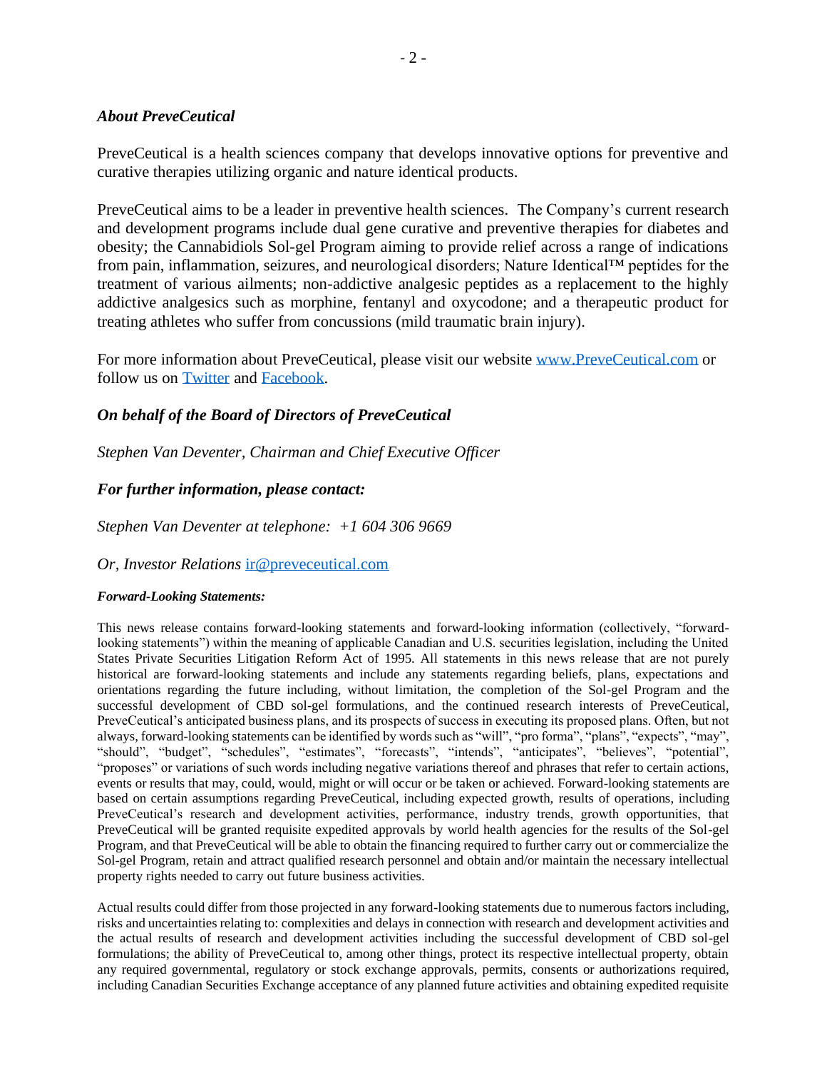### *About PreveCeutical*

PreveCeutical is a health sciences company that develops innovative options for preventive and curative therapies utilizing organic and nature identical products.

PreveCeutical aims to be a leader in preventive health sciences. The Company's current research and development programs include dual gene curative and preventive therapies for diabetes and obesity; the Cannabidiols Sol-gel Program aiming to provide relief across a range of indications from pain, inflammation, seizures, and neurological disorders; Nature Identical™ peptides for the treatment of various ailments; non-addictive analgesic peptides as a replacement to the highly addictive analgesics such as morphine, fentanyl and oxycodone; and a therapeutic product for treating athletes who suffer from concussions (mild traumatic brain injury).

For more information about PreveCeutical, please visit our website [www.PreveCeutical.com](http://www.PreveCeutical.com) or follow us on [Twitter]() and [Facebook]().

***On behalf of the Board of Directors of PreveCeutical***

*Stephen Van Deventer, Chairman and Chief Executive Officer*

***For further information, please contact:***

*Stephen Van Deventer at telephone: +1 604 306 9669*

*Or, Investor Relations* [ir@preveceutical.com](mailto:ir@preveceutical.com)

***Forward-Looking Statements:***

This news release contains forward-looking statements and forward-looking information (collectively, "forward-looking statements") within the meaning of applicable Canadian and U.S. securities legislation, including the United States Private Securities Litigation Reform Act of 1995. All statements in this news release that are not purely historical are forward-looking statements and include any statements regarding beliefs, plans, expectations and orientations regarding the future including, without limitation, the completion of the Sol-gel Program and the successful development of CBD sol-gel formulations, and the continued research interests of PreveCeutical, PreveCeutical's anticipated business plans, and its prospects of success in executing its proposed plans. Often, but not always, forward-looking statements can be identified by words such as "will", "pro forma", "plans", "expects", "may", "should", "budget", "schedules", "estimates", "forecasts", "intends", "anticipates", "believes", "potential", "proposes" or variations of such words including negative variations thereof and phrases that refer to certain actions, events or results that may, could, would, might or will occur or be taken or achieved. Forward-looking statements are based on certain assumptions regarding PreveCeutical, including expected growth, results of operations, including PreveCeutical's research and development activities, performance, industry trends, growth opportunities, that PreveCeutical will be granted requisite expedited approvals by world health agencies for the results of the Sol-gel Program, and that PreveCeutical will be able to obtain the financing required to further carry out or commercialize the Sol-gel Program, retain and attract qualified research personnel and obtain and/or maintain the necessary intellectual property rights needed to carry out future business activities.

Actual results could differ from those projected in any forward-looking statements due to numerous factors including, risks and uncertainties relating to: complexities and delays in connection with research and development activities and the actual results of research and development activities including the successful development of CBD sol-gel formulations; the ability of PreveCeutical to, among other things, protect its respective intellectual property, obtain any required governmental, regulatory or stock exchange approvals, permits, consents or authorizations required, including Canadian Securities Exchange acceptance of any planned future activities and obtaining expedited requisite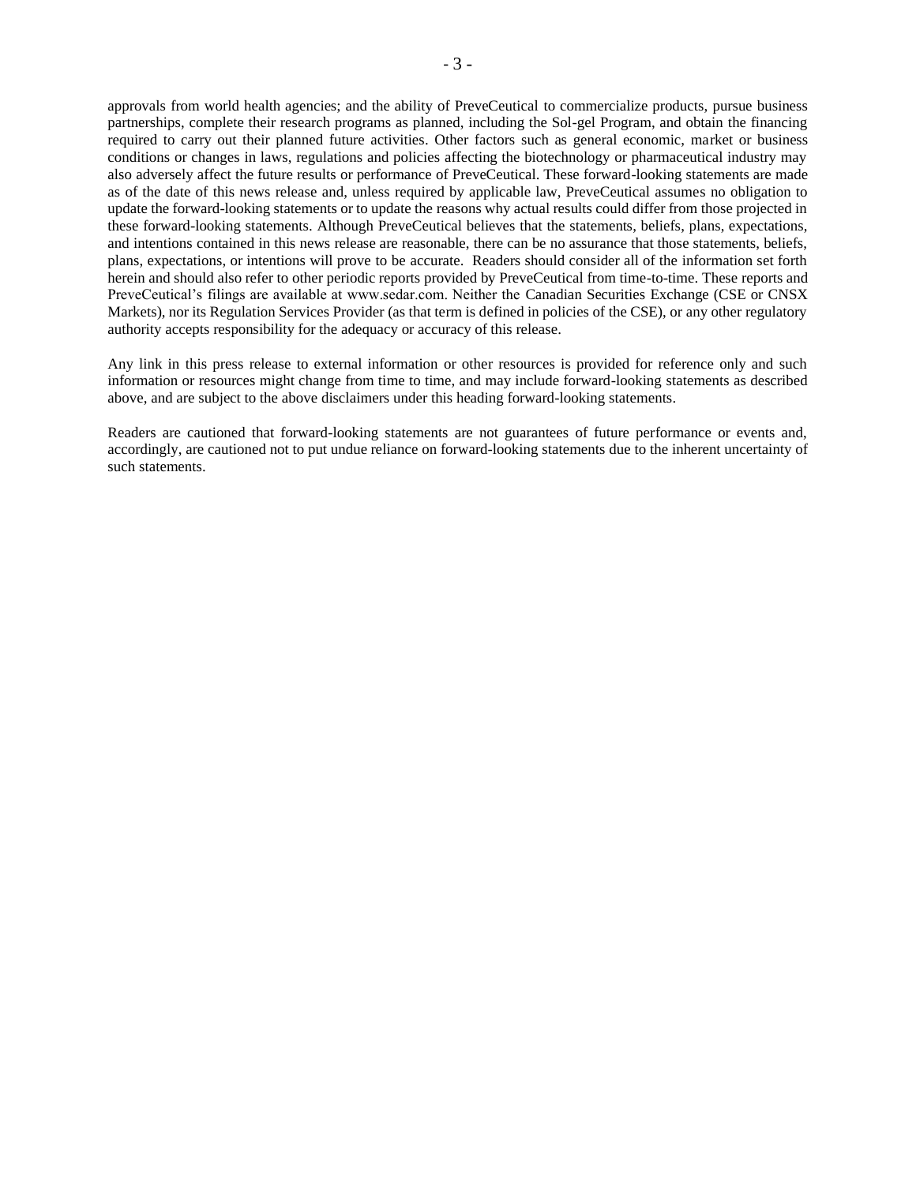approvals from world health agencies; and the ability of PreveCeutical to commercialize products, pursue business partnerships, complete their research programs as planned, including the Sol-gel Program, and obtain the financing required to carry out their planned future activities. Other factors such as general economic, market or business conditions or changes in laws, regulations and policies affecting the biotechnology or pharmaceutical industry may also adversely affect the future results or performance of PreveCeutical. These forward-looking statements are made as of the date of this news release and, unless required by applicable law, PreveCeutical assumes no obligation to update the forward-looking statements or to update the reasons why actual results could differ from those projected in these forward-looking statements. Although PreveCeutical believes that the statements, beliefs, plans, expectations, and intentions contained in this news release are reasonable, there can be no assurance that those statements, beliefs, plans, expectations, or intentions will prove to be accurate. Readers should consider all of the information set forth herein and should also refer to other periodic reports provided by PreveCeutical from time-to-time. These reports and PreveCeutical's filings are available at www.sedar.com. Neither the Canadian Securities Exchange (CSE or CNSX Markets), nor its Regulation Services Provider (as that term is defined in policies of the CSE), or any other regulatory authority accepts responsibility for the adequacy or accuracy of this release.

Any link in this press release to external information or other resources is provided for reference only and such information or resources might change from time to time, and may include forward-looking statements as described above, and are subject to the above disclaimers under this heading forward-looking statements.

Readers are cautioned that forward-looking statements are not guarantees of future performance or events and, accordingly, are cautioned not to put undue reliance on forward-looking statements due to the inherent uncertainty of such statements.